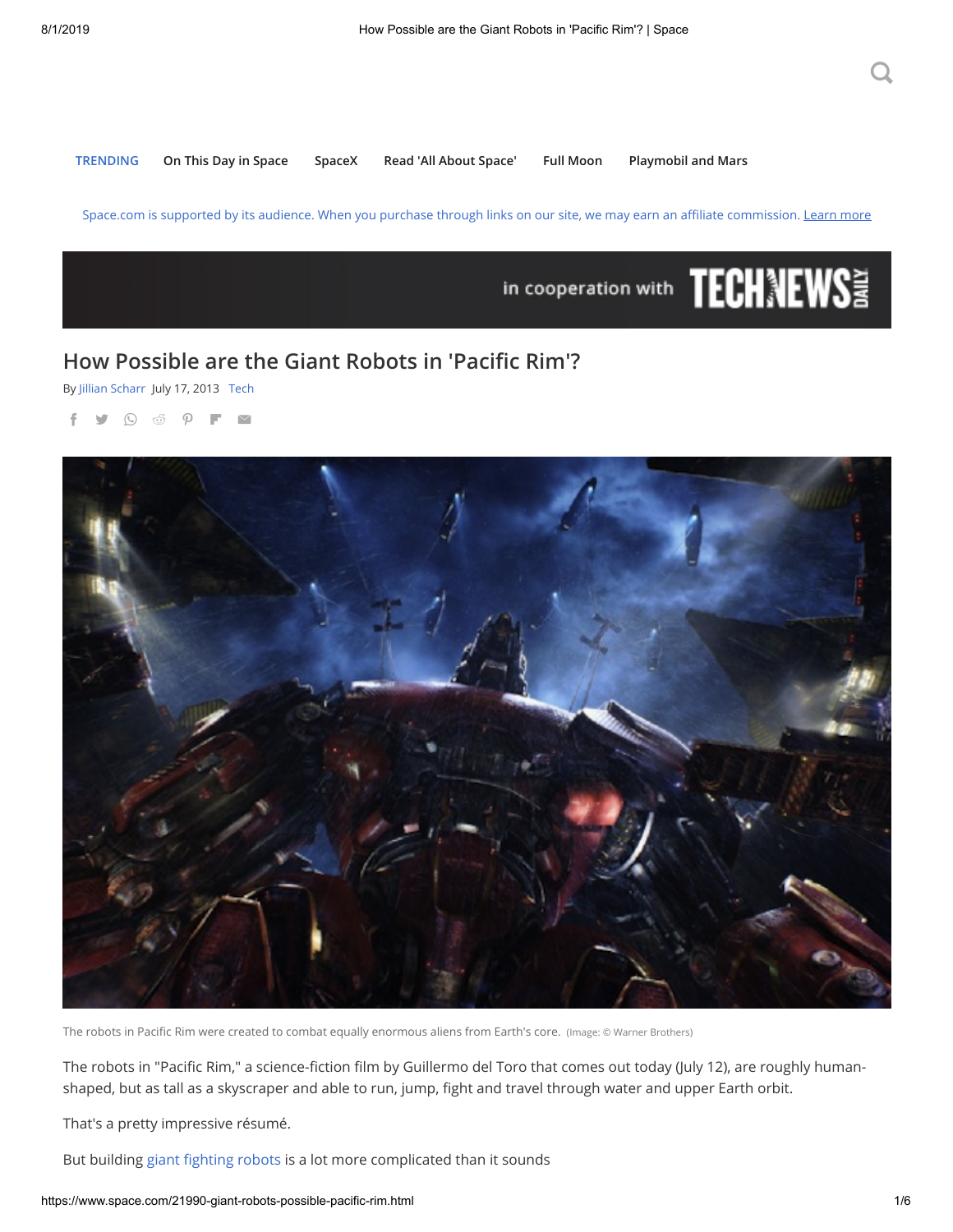TRENDING On This Day in Space SpaceX Read 'All About Space' Full Moon Playmobil and Mars

Space.com is supported by its audience. When you purchase through links on our site, we may earn an affiliate commission. Learn more

in cooperation with TECHNEWS DAILY

# How Possible are the Giant Robots in 'Pacific Rim'?

By Jillian Scharr July 17, 2013 Tech

The robots in Pacific Rim were created to combat equally enormous aliens from Earth's core. (Image: © Warner Brothers)

The robots in "Pacific Rim," a science-fiction film by Guillermo del Toro that comes out today (July 12), are roughly human-shaped, but as tall as a skyscraper and able to run, jump, fight and travel through water and upper Earth orbit.

That's a pretty impressive résumé.

But building giant fighting robots is a lot more complicated than it sounds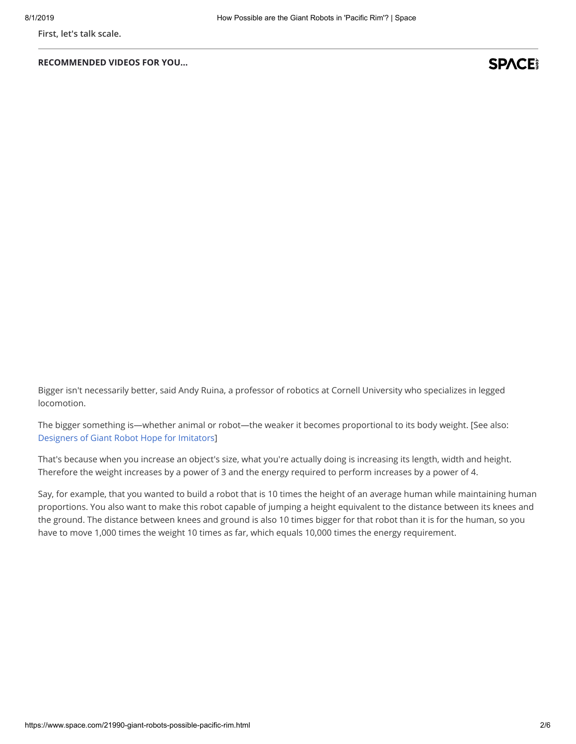**First, let's talk scale.**

**RECOMMENDED VIDEOS FOR YOU...**

Bigger isn't necessarily better, said Andy Ruina, a professor of robotics at Cornell University who specializes in legged locomotion.

The bigger something is—whether animal or robot—the weaker it becomes proportional to its body weight. [See also: Designers of Giant Robot Hope for Imitators]

That's because when you increase an object's size, what you're actually doing is increasing its length, width and height. Therefore the weight increases by a power of 3 and the energy required to perform increases by a power of 4.

Say, for example, that you wanted to build a robot that is 10 times the height of an average human while maintaining human proportions. You also want to make this robot capable of jumping a height equivalent to the distance between its knees and the ground. The distance between knees and ground is also 10 times bigger for that robot than it is for the human, so you have to move 1,000 times the weight 10 times as far, which equals 10,000 times the energy requirement.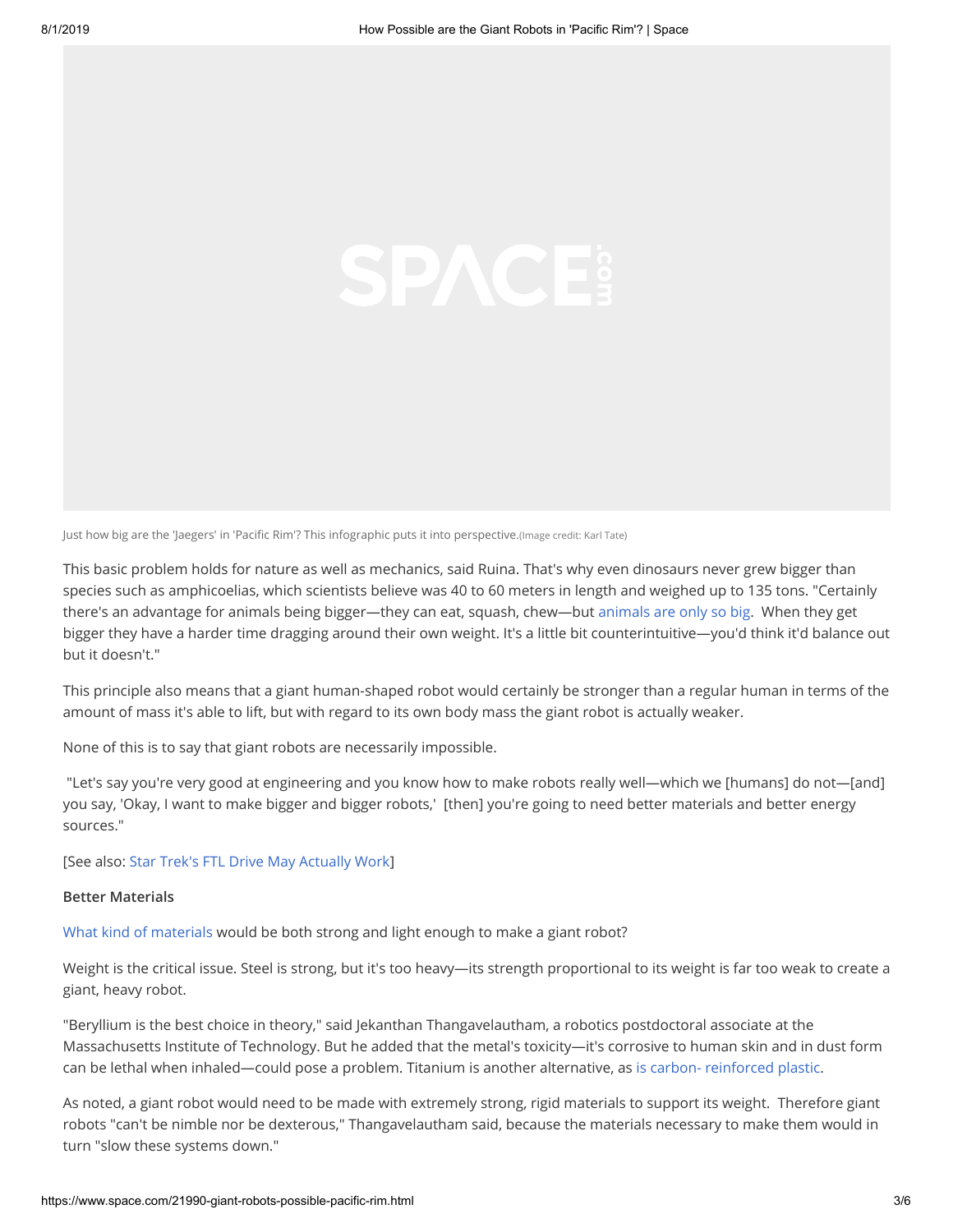Just how big are the 'Jaegers' in 'Pacific Rim'? This infographic puts it into perspective.(Image credit: Karl Tate)

This basic problem holds for nature as well as mechanics, said Ruina. That's why even dinosaurs never grew bigger than species such as amphicoelias, which scientists believe was 40 to 60 meters in length and weighed up to 135 tons. "Certainly there's an advantage for animals being bigger—they can eat, squash, chew—but animals are only so big. When they get bigger they have a harder time dragging around their own weight. It's a little bit counterintuitive—you'd think it'd balance out but it doesn't."

This principle also means that a giant human-shaped robot would certainly be stronger than a regular human in terms of the amount of mass it's able to lift, but with regard to its own body mass the giant robot is actually weaker.

None of this is to say that giant robots are necessarily impossible.

"Let's say you're very good at engineering and you know how to make robots really well—which we [humans] do not—[and] you say, 'Okay, I want to make bigger and bigger robots,' [then] you're going to need better materials and better energy sources."

[See also: Star Trek's FTL Drive May Actually Work]

**Better Materials**

What kind of materials would be both strong and light enough to make a giant robot?

Weight is the critical issue. Steel is strong, but it's too heavy—its strength proportional to its weight is far too weak to create a giant, heavy robot.

"Beryllium is the best choice in theory," said Jekanthan Thangavelautham, a robotics postdoctoral associate at the Massachusetts Institute of Technology. But he added that the metal's toxicity—it's corrosive to human skin and in dust form can be lethal when inhaled—could pose a problem. Titanium is another alternative, as is carbon- reinforced plastic.

As noted, a giant robot would need to be made with extremely strong, rigid materials to support its weight. Therefore giant robots "can't be nimble nor be dexterous," Thangavelautham said, because the materials necessary to make them would in turn "slow these systems down."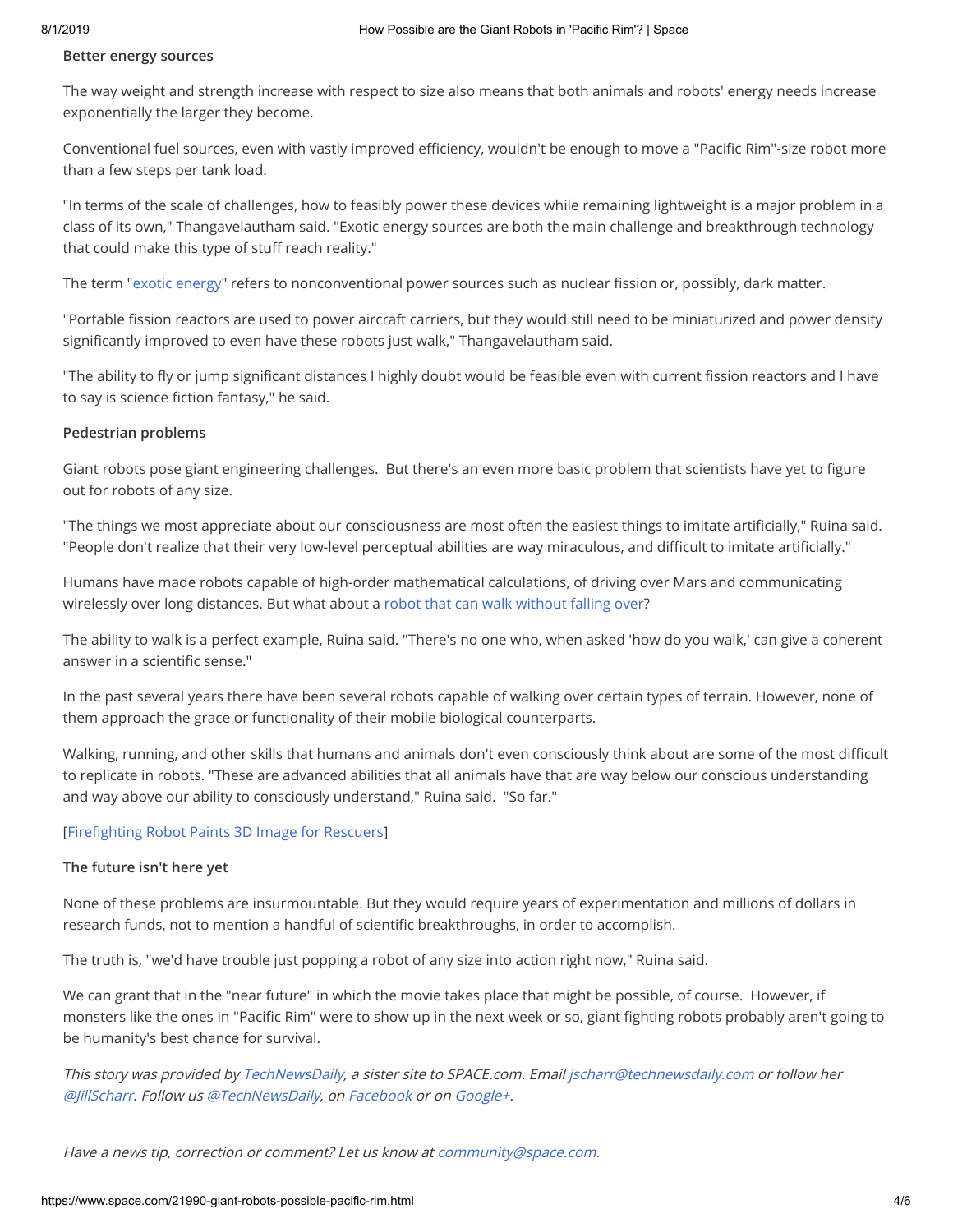### Better energy sources

The way weight and strength increase with respect to size also means that both animals and robots' energy needs increase exponentially the larger they become.

Conventional fuel sources, even with vastly improved efficiency, wouldn't be enough to move a "Pacific Rim"-size robot more than a few steps per tank load.

"In terms of the scale of challenges, how to feasibly power these devices while remaining lightweight is a major problem in a class of its own," Thangavelautham said. "Exotic energy sources are both the main challenge and breakthrough technology that could make this type of stuff reach reality."

The term "exotic energy" refers to nonconventional power sources such as nuclear fission or, possibly, dark matter.

"Portable fission reactors are used to power aircraft carriers, but they would still need to be miniaturized and power density significantly improved to even have these robots just walk," Thangavelautham said.

"The ability to fly or jump significant distances I highly doubt would be feasible even with current fission reactors and I have to say is science fiction fantasy," he said.

### Pedestrian problems

Giant robots pose giant engineering challenges. But there's an even more basic problem that scientists have yet to figure out for robots of any size.

"The things we most appreciate about our consciousness are most often the easiest things to imitate artificially," Ruina said. "People don't realize that their very low-level perceptual abilities are way miraculous, and difficult to imitate artificially."

Humans have made robots capable of high-order mathematical calculations, of driving over Mars and communicating wirelessly over long distances. But what about a robot that can walk without falling over?

The ability to walk is a perfect example, Ruina said. "There's no one who, when asked 'how do you walk,' can give a coherent answer in a scientific sense."

In the past several years there have been several robots capable of walking over certain types of terrain. However, none of them approach the grace or functionality of their mobile biological counterparts.

Walking, running, and other skills that humans and animals don't even consciously think about are some of the most difficult to replicate in robots. "These are advanced abilities that all animals have that are way below our conscious understanding and way above our ability to consciously understand," Ruina said. "So far."

[Firefighting Robot Paints 3D Image for Rescuers]

### The future isn't here yet

None of these problems are insurmountable. But they would require years of experimentation and millions of dollars in research funds, not to mention a handful of scientific breakthroughs, in order to accomplish.

The truth is, "we'd have trouble just popping a robot of any size into action right now," Ruina said.

We can grant that in the "near future" in which the movie takes place that might be possible, of course. However, if monsters like the ones in "Pacific Rim" were to show up in the next week or so, giant fighting robots probably aren't going to be humanity's best chance for survival.

*This story was provided by TechNewsDaily, a sister site to SPACE.com. Email jscharr@technewsdaily.com or follow her @JillScharr. Follow us @TechNewsDaily, on Facebook or on Google+.*

*Have a news tip, correction or comment? Let us know at community@space.com.*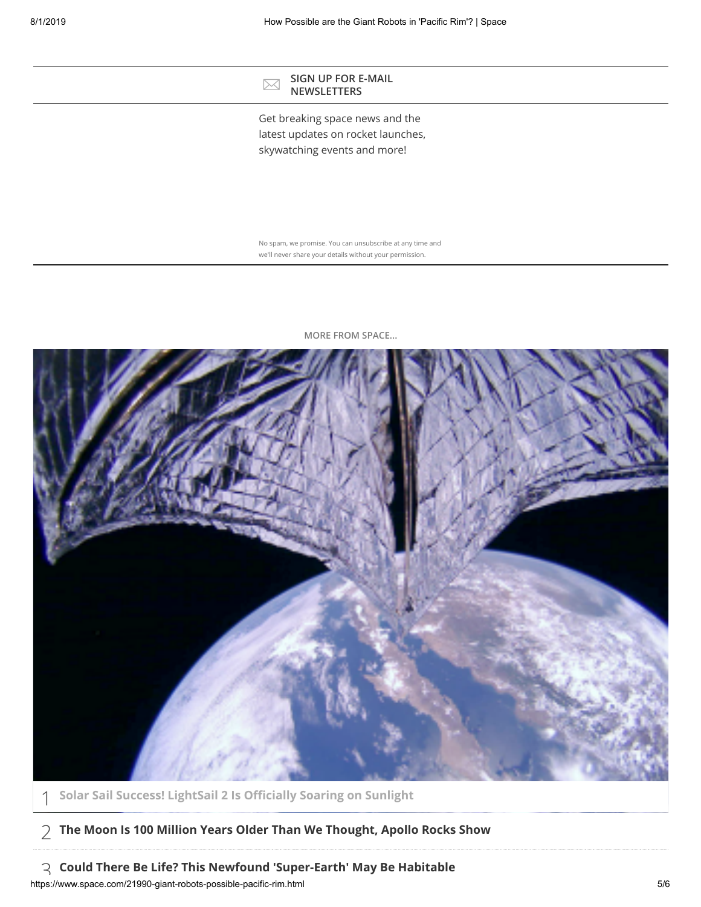SIGN UP FOR E-MAIL NEWSLETTERS

Get breaking space news and the latest updates on rocket launches, skywatching events and more!

No spam, we promise. You can unsubscribe at any time and we'll never share your details without your permission.

MORE FROM SPACE...

1 **Solar Sail Success! LightSail 2 Is Officially Soaring on Sunlight**

2 **The Moon Is 100 Million Years Older Than We Thought, Apollo Rocks Show**

3 **Could There Be Life? This Newfound 'Super-Earth' May Be Habitable**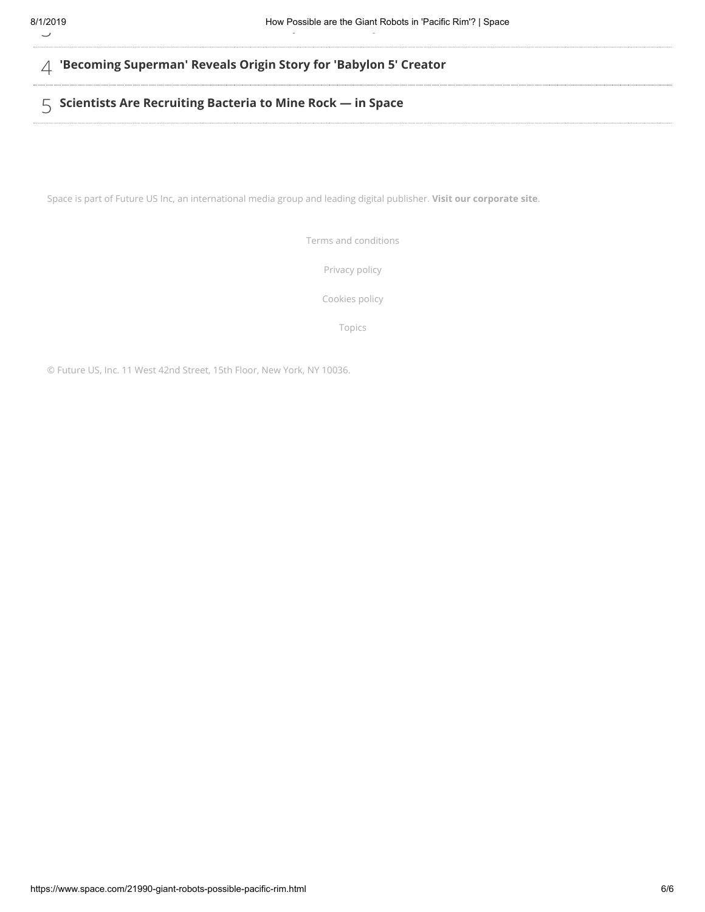4 **'Becoming Superman' Reveals Origin Story for 'Babylon 5' Creator**

5 **Scientists Are Recruiting Bacteria to Mine Rock — in Space**

Space is part of Future US Inc, an international media group and leading digital publisher. **Visit our corporate site**.

Terms and conditions

Privacy policy

Cookies policy

Topics

© Future US, Inc. 11 West 42nd Street, 15th Floor, New York, NY 10036.